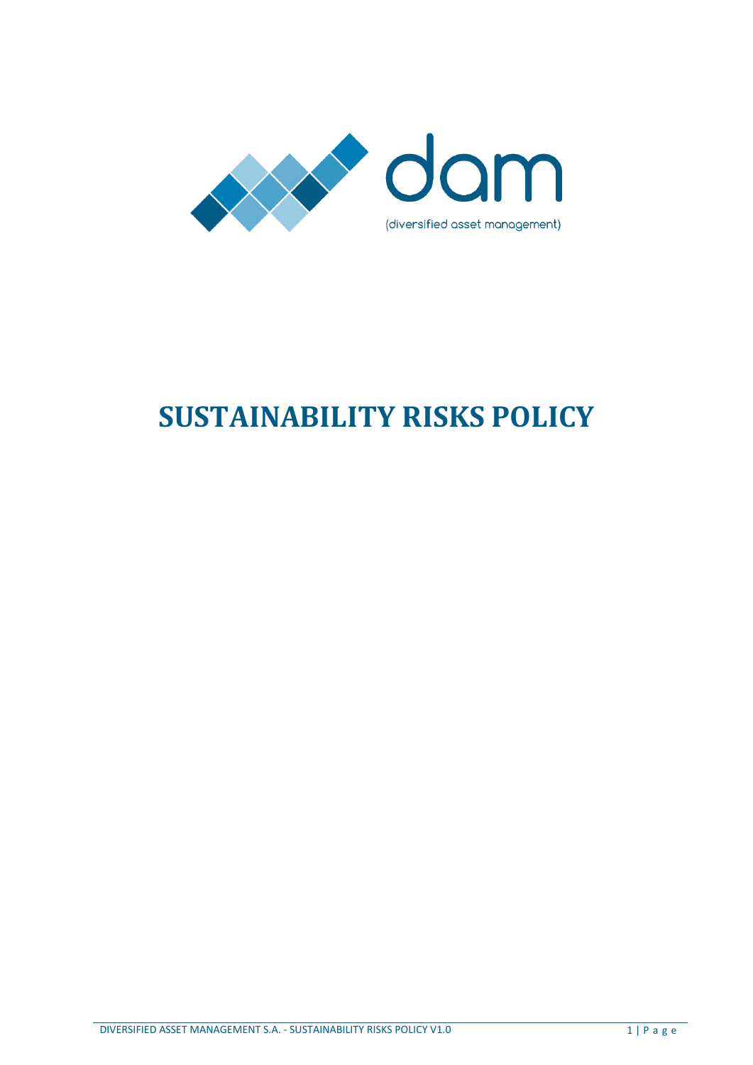dam

(diversified asset management)

# SUSTAINABILITY RISKS POLICY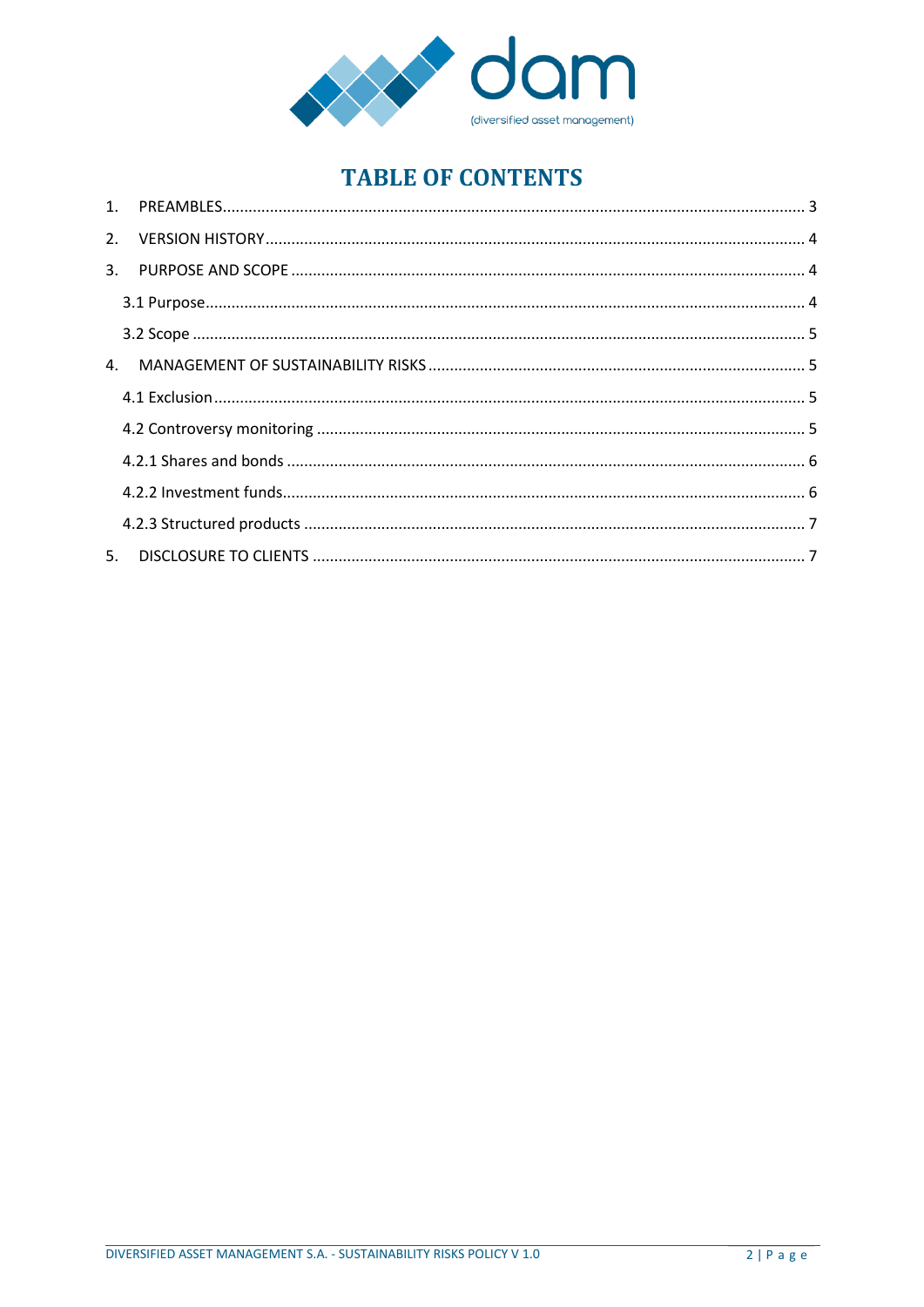# TABLE OF CONTENTS

1. PREAMBLES ..... 3
2. VERSION HISTORY ..... 4
3. PURPOSE AND SCOPE ..... 4
   - 3.1 Purpose ..... 4
   - 3.2 Scope ..... 5
4. MANAGEMENT OF SUSTAINABILITY RISKS ..... 5
   - 4.1 Exclusion ..... 5
   - 4.2 Controversy monitoring ..... 5
   - 4.2.1 Shares and bonds ..... 6
   - 4.2.2 Investment funds ..... 6
   - 4.2.3 Structured products ..... 7
5. DISCLOSURE TO CLIENTS ..... 7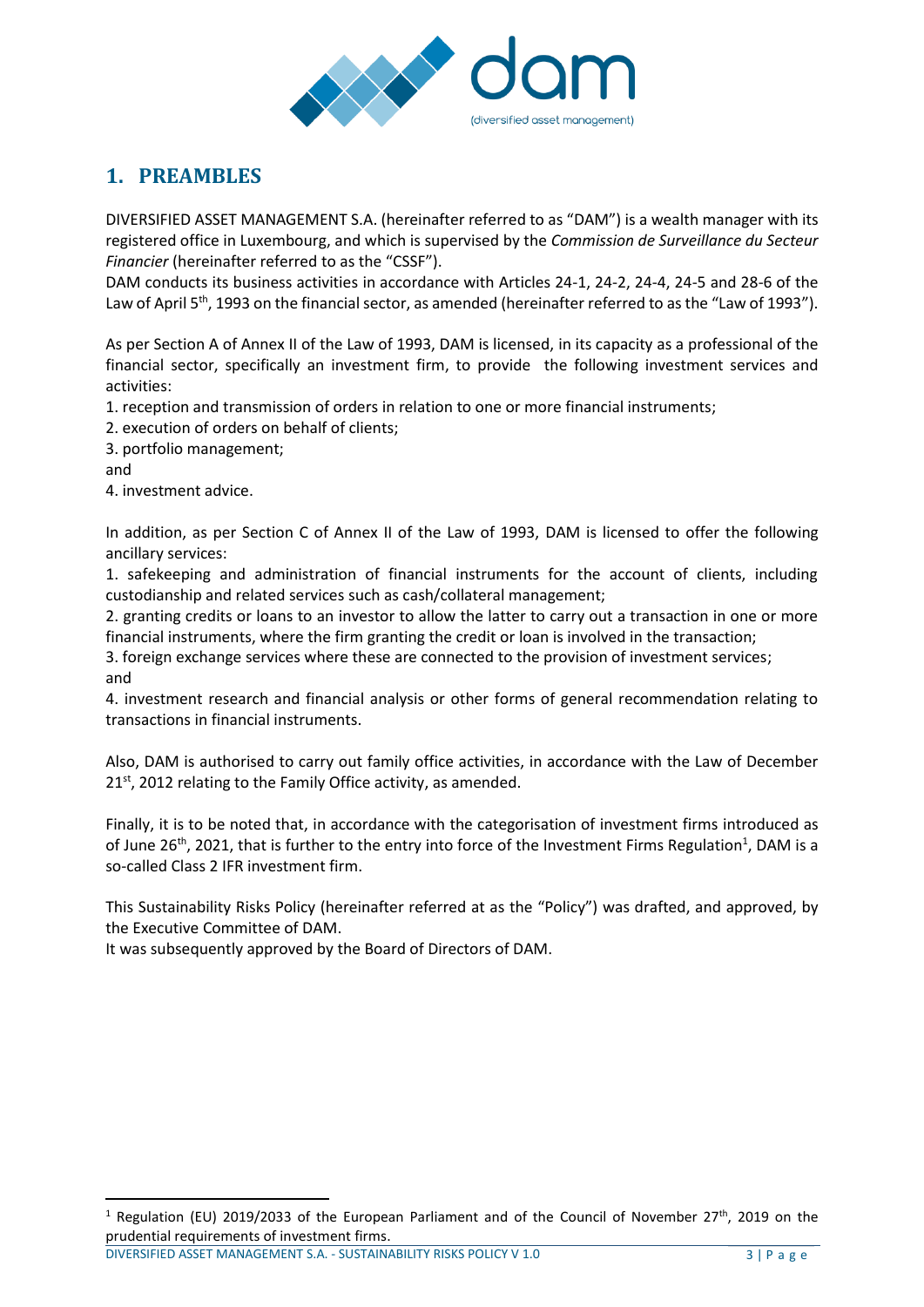# 1. PREAMBLES

DIVERSIFIED ASSET MANAGEMENT S.A. (hereinafter referred to as "DAM") is a wealth manager with its registered office in Luxembourg, and which is supervised by the *Commission de Surveillance du Secteur Financier* (hereinafter referred to as the "CSSF").
DAM conducts its business activities in accordance with Articles 24-1, 24-2, 24-4, 24-5 and 28-6 of the Law of April 5th, 1993 on the financial sector, as amended (hereinafter referred to as the "Law of 1993").

As per Section A of Annex II of the Law of 1993, DAM is licensed, in its capacity as a professional of the financial sector, specifically an investment firm, to provide the following investment services and activities:

1. reception and transmission of orders in relation to one or more financial instruments;
2. execution of orders on behalf of clients;
3. portfolio management;

and

4. investment advice.

In addition, as per Section C of Annex II of the Law of 1993, DAM is licensed to offer the following ancillary services:

1. safekeeping and administration of financial instruments for the account of clients, including custodianship and related services such as cash/collateral management;
2. granting credits or loans to an investor to allow the latter to carry out a transaction in one or more financial instruments, where the firm granting the credit or loan is involved in the transaction;
3. foreign exchange services where these are connected to the provision of investment services;

and

4. investment research and financial analysis or other forms of general recommendation relating to transactions in financial instruments.

Also, DAM is authorised to carry out family office activities, in accordance with the Law of December 21st, 2012 relating to the Family Office activity, as amended.

Finally, it is to be noted that, in accordance with the categorisation of investment firms introduced as of June 26th, 2021, that is further to the entry into force of the Investment Firms Regulation[1], DAM is a so-called Class 2 IFR investment firm.

This Sustainability Risks Policy (hereinafter referred at as the "Policy") was drafted, and approved, by the Executive Committee of DAM.
It was subsequently approved by the Board of Directors of DAM.

[1] Regulation (EU) 2019/2033 of the European Parliament and of the Council of November 27th, 2019 on the prudential requirements of investment firms.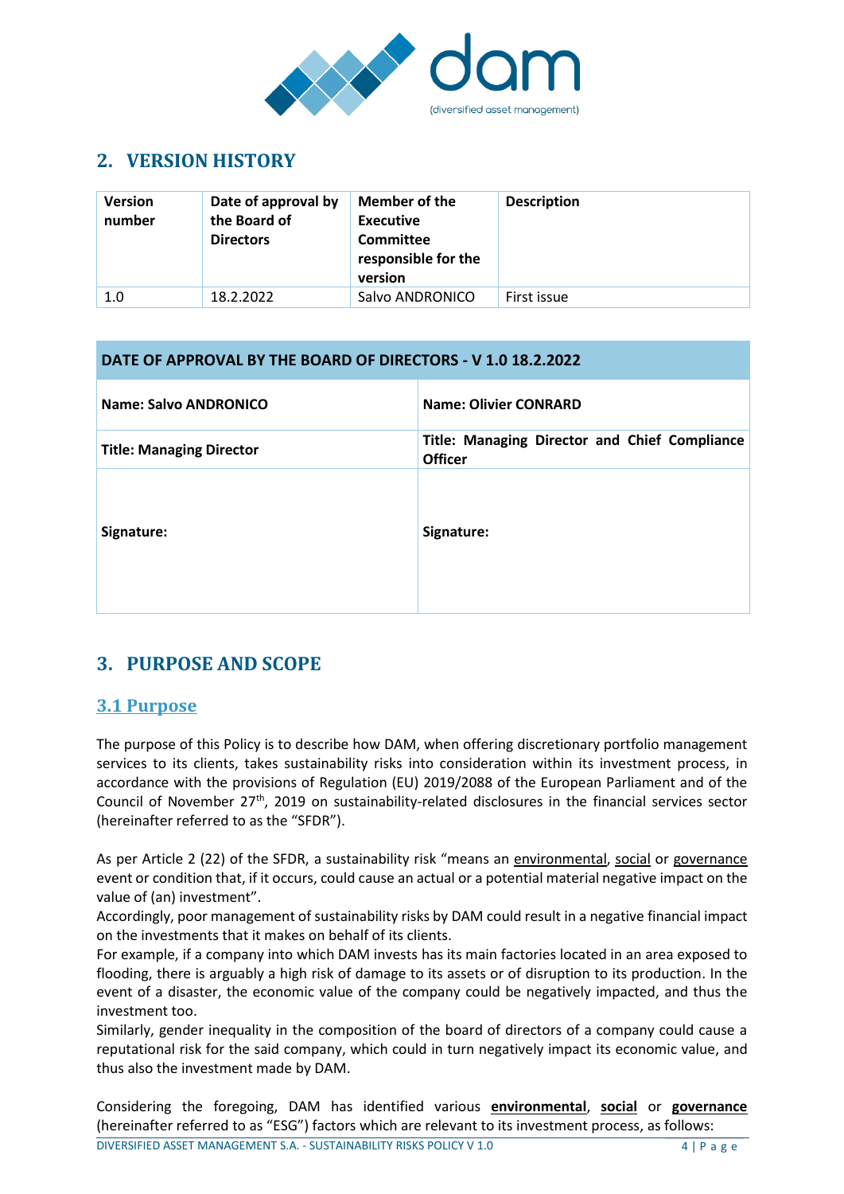## 2. VERSION HISTORY

| Version number | Date of approval by the Board of Directors | Member of the Executive Committee responsible for the version | Description |
|---|---|---|---|
| 1.0 | 18.2.2022 | Salvo ANDRONICO | First issue |

| DATE OF APPROVAL BY THE BOARD OF DIRECTORS - V 1.0 18.2.2022 | |
|---|---|
| **Name: Salvo ANDRONICO** | **Name: Olivier CONRARD** |
| **Title: Managing Director** | **Title: Managing Director and Chief Compliance Officer** |
| **Signature:** | **Signature:** |

## 3. PURPOSE AND SCOPE

### 3.1 Purpose

The purpose of this Policy is to describe how DAM, when offering discretionary portfolio management services to its clients, takes sustainability risks into consideration within its investment process, in accordance with the provisions of Regulation (EU) 2019/2088 of the European Parliament and of the Council of November 27th, 2019 on sustainability-related disclosures in the financial services sector (hereinafter referred to as the "SFDR").

As per Article 2 (22) of the SFDR, a sustainability risk "means an environmental, social or governance event or condition that, if it occurs, could cause an actual or a potential material negative impact on the value of (an) investment".
Accordingly, poor management of sustainability risks by DAM could result in a negative financial impact on the investments that it makes on behalf of its clients.
For example, if a company into which DAM invests has its main factories located in an area exposed to flooding, there is arguably a high risk of damage to its assets or of disruption to its production. In the event of a disaster, the economic value of the company could be negatively impacted, and thus the investment too.
Similarly, gender inequality in the composition of the board of directors of a company could cause a reputational risk for the said company, which could in turn negatively impact its economic value, and thus also the investment made by DAM.

Considering the foregoing, DAM has identified various **environmental**, **social** or **governance** (hereinafter referred to as "ESG") factors which are relevant to its investment process, as follows: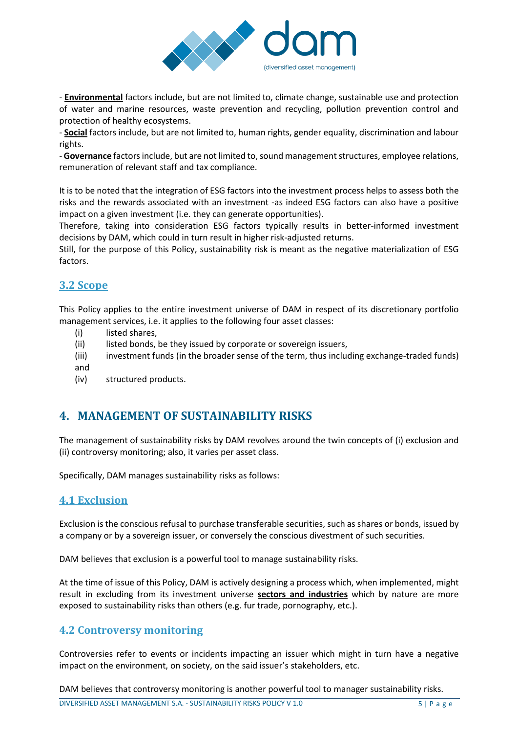- **Environmental** factors include, but are not limited to, climate change, sustainable use and protection of water and marine resources, waste prevention and recycling, pollution prevention control and protection of healthy ecosystems.
- **Social** factors include, but are not limited to, human rights, gender equality, discrimination and labour rights.
- **Governance** factors include, but are not limited to, sound management structures, employee relations, remuneration of relevant staff and tax compliance.

It is to be noted that the integration of ESG factors into the investment process helps to assess both the risks and the rewards associated with an investment -as indeed ESG factors can also have a positive impact on a given investment (i.e. they can generate opportunities).
Therefore, taking into consideration ESG factors typically results in better-informed investment decisions by DAM, which could in turn result in higher risk-adjusted returns.
Still, for the purpose of this Policy, sustainability risk is meant as the negative materialization of ESG factors.

### 3.2 Scope

This Policy applies to the entire investment universe of DAM in respect of its discretionary portfolio management services, i.e. it applies to the following four asset classes:

(i) listed shares,
(ii) listed bonds, be they issued by corporate or sovereign issuers,
(iii) investment funds (in the broader sense of the term, thus including exchange-traded funds) and
(iv) structured products.

## 4. MANAGEMENT OF SUSTAINABILITY RISKS

The management of sustainability risks by DAM revolves around the twin concepts of (i) exclusion and (ii) controversy monitoring; also, it varies per asset class.

Specifically, DAM manages sustainability risks as follows:

### 4.1 Exclusion

Exclusion is the conscious refusal to purchase transferable securities, such as shares or bonds, issued by a company or by a sovereign issuer, or conversely the conscious divestment of such securities.

DAM believes that exclusion is a powerful tool to manage sustainability risks.

At the time of issue of this Policy, DAM is actively designing a process which, when implemented, might result in excluding from its investment universe **sectors and industries** which by nature are more exposed to sustainability risks than others (e.g. fur trade, pornography, etc.).

### 4.2 Controversy monitoring

Controversies refer to events or incidents impacting an issuer which might in turn have a negative impact on the environment, on society, on the said issuer's stakeholders, etc.

DAM believes that controversy monitoring is another powerful tool to manager sustainability risks.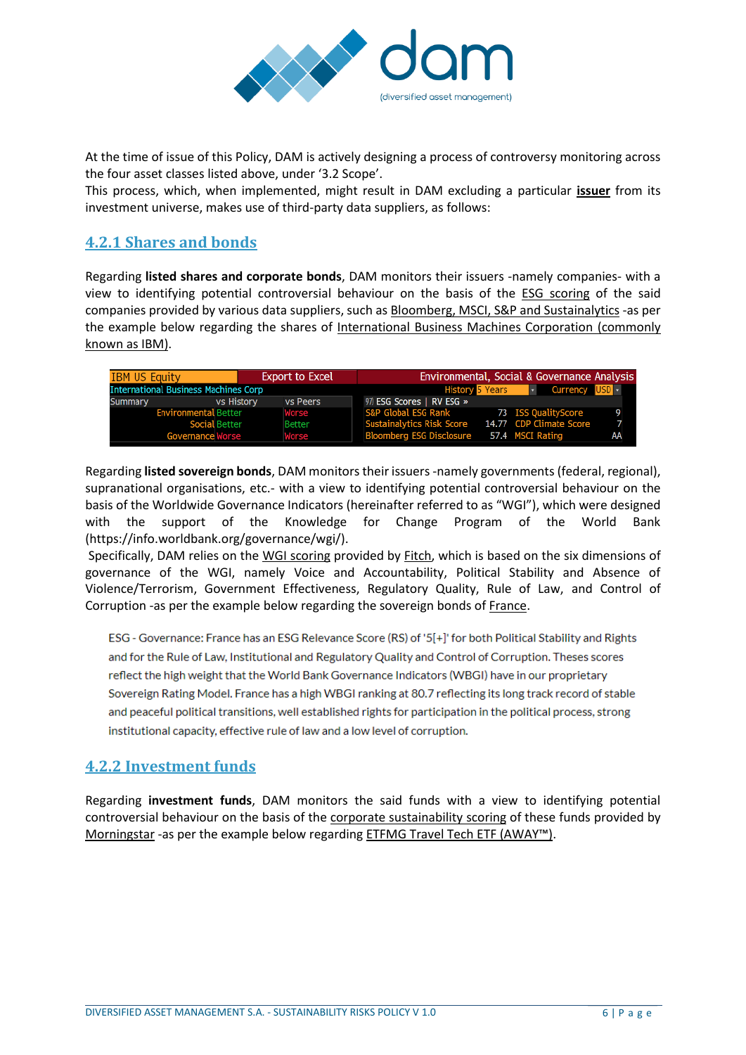At the time of issue of this Policy, DAM is actively designing a process of controversy monitoring across the four asset classes listed above, under '3.2 Scope'.
This process, which, when implemented, might result in DAM excluding a particular **issuer** from its investment universe, makes use of third-party data suppliers, as follows:

### 4.2.1 Shares and bonds

Regarding **listed shares and corporate bonds**, DAM monitors their issuers -namely companies- with a view to identifying potential controversial behaviour on the basis of the ESG scoring of the said companies provided by various data suppliers, such as Bloomberg, MSCI, S&P and Sustainalytics -as per the example below regarding the shares of International Business Machines Corporation (commonly known as IBM).

| IBM US Equity | Export to Excel | | Environmental, Social & Governance Analysis | | | |
|---|---|---|---|---|---|---|
| International Business Machines Corp | | | History 5 Years | | Currency USD | |
| Summary | vs History | vs Peers | 97) ESG Scores \| RV ESG » | | | |
| Environmental | Better | Worse | S&P Global ESG Rank | 73 | ISS QualityScore | 9 |
| Social | Better | Better | Sustainalytics Risk Score | 14.77 | CDP Climate Score | 7 |
| Governance | Worse | Worse | Bloomberg ESG Disclosure | 57.4 | MSCI Rating | AA |

Regarding **listed sovereign bonds**, DAM monitors their issuers -namely governments (federal, regional), supranational organisations, etc.- with a view to identifying potential controversial behaviour on the basis of the Worldwide Governance Indicators (hereinafter referred to as "WGI"), which were designed with the support of the Knowledge for Change Program of the World Bank (https://info.worldbank.org/governance/wgi/).
Specifically, DAM relies on the WGI scoring provided by Fitch, which is based on the six dimensions of governance of the WGI, namely Voice and Accountability, Political Stability and Absence of Violence/Terrorism, Government Effectiveness, Regulatory Quality, Rule of Law, and Control of Corruption -as per the example below regarding the sovereign bonds of France.

> ESG - Governance: France has an ESG Relevance Score (RS) of '5[+]' for both Political Stability and Rights and for the Rule of Law, Institutional and Regulatory Quality and Control of Corruption. Theses scores reflect the high weight that the World Bank Governance Indicators (WBGI) have in our proprietary Sovereign Rating Model. France has a high WBGI ranking at 80.7 reflecting its long track record of stable and peaceful political transitions, well established rights for participation in the political process, strong institutional capacity, effective rule of law and a low level of corruption.

### 4.2.2 Investment funds

Regarding **investment funds**, DAM monitors the said funds with a view to identifying potential controversial behaviour on the basis of the corporate sustainability scoring of these funds provided by Morningstar -as per the example below regarding ETFMG Travel Tech ETF (AWAY™).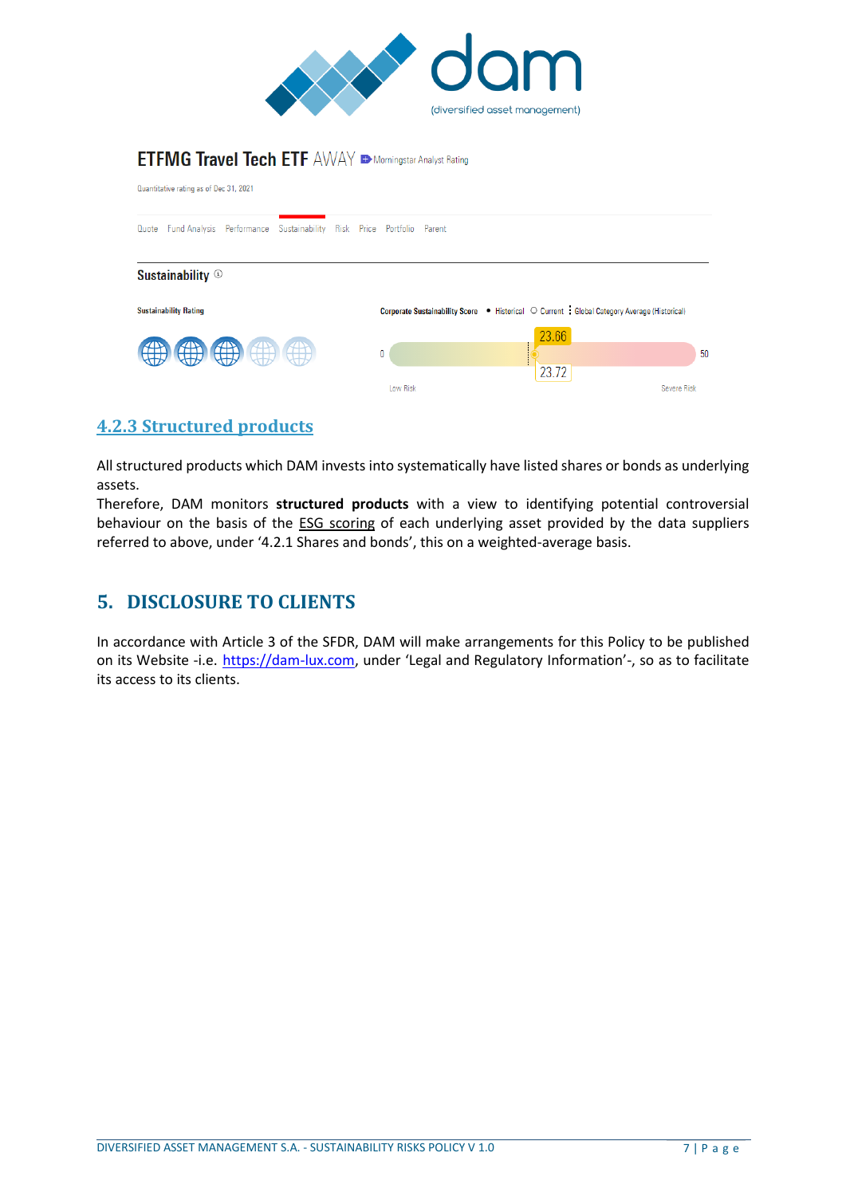ETFMG Travel Tech ETF AWAY Morningstar Analyst Rating

Quantitative rating as of Dec 31, 2021

Quote Fund Analysis Performance Sustainability Risk Price Portfolio Parent

Sustainability

Sustainability Rating

Corporate Sustainability Score • Historical ○ Current ⋮ Global Category Average (Historical)

23.66

0

50

23.72

Low Risk

Severe Risk

### 4.2.3 Structured products

All structured products which DAM invests into systematically have listed shares or bonds as underlying assets.
Therefore, DAM monitors **structured products** with a view to identifying potential controversial behaviour on the basis of the ESG scoring of each underlying asset provided by the data suppliers referred to above, under '4.2.1 Shares and bonds', this on a weighted-average basis.

## 5. DISCLOSURE TO CLIENTS

In accordance with Article 3 of the SFDR, DAM will make arrangements for this Policy to be published on its Website -i.e. https://dam-lux.com, under 'Legal and Regulatory Information'-, so as to facilitate its access to its clients.